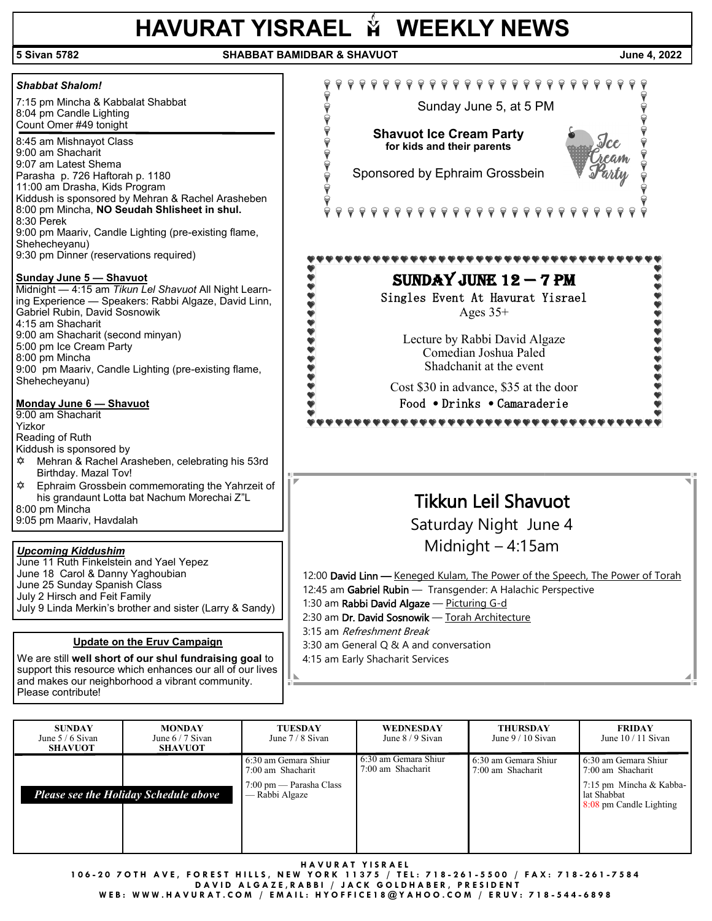# HAVURAT YISRAEL WEEKLY NEWS

**5 Sivan 5782** | **SHABBAT BAMIDBAR & SHAVUOT** | **June 4, 2022**

***Shabbat Shalom!***

7:15 pm Mincha & Kabbalat Shabbat
8:04 pm Candle Lighting
Count Omer #49 tonight

8:45 am Mishnayot Class
9:00 am Shacharit
9:07 am Latest Shema
Parasha p. 726 Haftorah p. 1180
11:00 am Drasha, Kids Program
Kiddush is sponsored by Mehran & Rachel Arasheben
8:00 pm Mincha, **NO Seudah Shlisheet in shul.**
8:30 Perek
9:00 pm Maariv, Candle Lighting (pre-existing flame, Shehecheyanu)
9:30 pm Dinner (reservations required)

**Sunday June 5 — Shavuot**

Midnight — 4:15 am *Tikun Lel Shavuot* All Night Learning Experience — Speakers: Rabbi Algaze, David Linn, Gabriel Rubin, David Sosnowik
4:15 am Shacharit
9:00 am Shacharit (second minyan)
5:00 pm Ice Cream Party
8:00 pm Mincha
9:00 pm Maariv, Candle Lighting (pre-existing flame, Shehecheyanu)

**Monday June 6 — Shavuot**

9:00 am Shacharit
Yizkor
Reading of Ruth
Kiddush is sponsored by
- Mehran & Rachel Arasheben, celebrating his 53rd Birthday. Mazal Tov!
- Ephraim Grossbein commemorating the Yahrzeit of his grandaunt Lotta bat Nachum Morechai Z"L

8:00 pm Mincha
9:05 pm Maariv, Havdalah

***Upcoming Kiddushim***

June 11 Ruth Finkelstein and Yael Yepez
June 18 Carol & Danny Yaghoubian
June 25 Sunday Spanish Class
July 2 Hirsch and Feit Family
July 9 Linda Merkin's brother and sister (Larry & Sandy)

**Update on the Eruv Campaign**

We are still **well short of our shul fundraising goal** to support this resource which enhances our all of our lives and makes our neighborhood a vibrant community. Please contribute!

---

Sunday June 5, at 5 PM

**Shavuot Ice Cream Party**
**for kids and their parents**

Sponsored by Ephraim Grossbein

---

**SUNDAY JUNE 12 — 7 PM**

Singles Event At Havurat Yisrael
Ages 35+

Lecture by Rabbi David Algaze
Comedian Joshua Paled
Shadchanit at the event

Cost $30 in advance, $35 at the door
Food • Drinks • Camaraderie

---

## Tikkun Leil Shavuot

Saturday Night June 4
Midnight – 4:15am

12:00 **David Linn —** Keneged Kulam, The Power of the Speech, The Power of Torah
12:45 am **Gabriel Rubin** — Transgender: A Halachic Perspective
1:30 am **Rabbi David Algaze** — Picturing G-d
2:30 am **Dr. David Sosnowik** — Torah Architecture
3:15 am *Refreshment Break*
3:30 am General Q & A and conversation
4:15 am Early Shacharit Services

---

| SUNDAY June 5 / 6 Sivan SHAVUOT | MONDAY June 6 / 7 Sivan SHAVUOT | TUESDAY June 7 / 8 Sivan | WEDNESDAY June 8 / 9 Sivan | THURSDAY June 9 / 10 Sivan | FRIDAY June 10 / 11 Sivan |
|---|---|---|---|---|---|
| *Please see the Holiday Schedule above* | | 6:30 am Gemara Shiur<br>7:00 am Shacharit<br>7:00 pm — Parasha Class — Rabbi Algaze | 6:30 am Gemara Shiur<br>7:00 am Shacharit | 6:30 am Gemara Shiur<br>7:00 am Shacharit | 6:30 am Gemara Shiur<br>7:00 am Shacharit<br>7:15 pm Mincha & Kabbalat Shabbat<br>8:08 pm Candle Lighting |

HAVURAT YISRAEL
106-20 70TH AVE, FOREST HILLS, NEW YORK 11375 / TEL: 718-261-5500 / FAX: 718-261-7584
DAVID ALGAZE, RABBI / JACK GOLDHABER, PRESIDENT
WEB: WWW.HAVURAT.COM / EMAIL: HYOFFICE18@YAHOO.COM / ERUV: 718-544-6898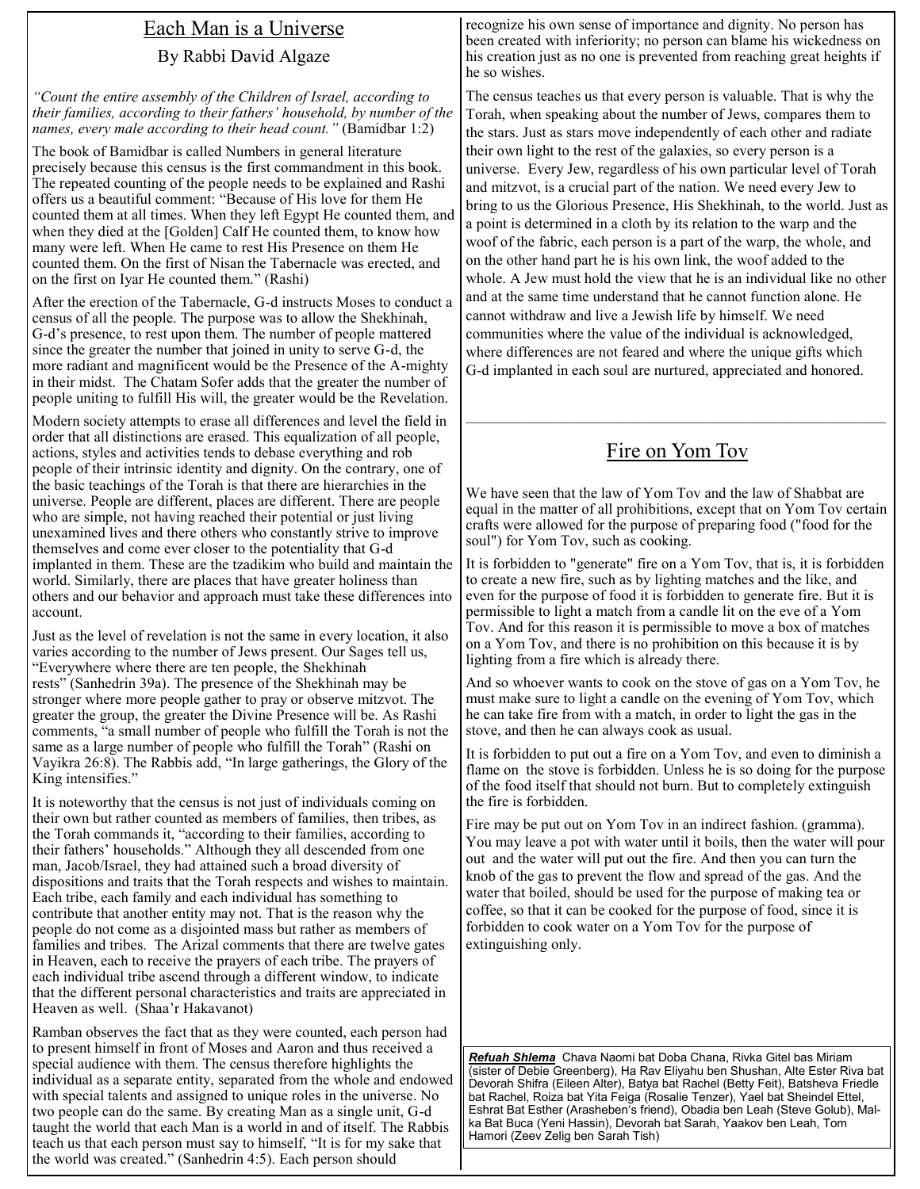## Each Man is a Universe

### By Rabbi David Algaze

*"Count the entire assembly of the Children of Israel, according to their families, according to their fathers' household, by number of the names, every male according to their head count."* (Bamidbar 1:2)

The book of Bamidbar is called Numbers in general literature precisely because this census is the first commandment in this book. The repeated counting of the people needs to be explained and Rashi offers us a beautiful comment: "Because of His love for them He counted them at all times. When they left Egypt He counted them, and when they died at the [Golden] Calf He counted them, to know how many were left. When He came to rest His Presence on them He counted them. On the first of Nisan the Tabernacle was erected, and on the first on Iyar He counted them." (Rashi)

After the erection of the Tabernacle, G-d instructs Moses to conduct a census of all the people. The purpose was to allow the Shekhinah, G-d's presence, to rest upon them. The number of people mattered since the greater the number that joined in unity to serve G-d, the more radiant and magnificent would be the Presence of the A-mighty in their midst. The Chatam Sofer adds that the greater the number of people uniting to fulfill His will, the greater would be the Revelation.

Modern society attempts to erase all differences and level the field in order that all distinctions are erased. This equalization of all people, actions, styles and activities tends to debase everything and rob people of their intrinsic identity and dignity. On the contrary, one of the basic teachings of the Torah is that there are hierarchies in the universe. People are different, places are different. There are people who are simple, not having reached their potential or just living unexamined lives and there others who constantly strive to improve themselves and come ever closer to the potentiality that G-d implanted in them. These are the tzadikim who build and maintain the world. Similarly, there are places that have greater holiness than others and our behavior and approach must take these differences into account.

Just as the level of revelation is not the same in every location, it also varies according to the number of Jews present. Our Sages tell us, "Everywhere where there are ten people, the Shekhinah rests" (Sanhedrin 39a). The presence of the Shekhinah may be stronger where more people gather to pray or observe mitzvot. The greater the group, the greater the Divine Presence will be. As Rashi comments, "a small number of people who fulfill the Torah is not the same as a large number of people who fulfill the Torah" (Rashi on Vayikra 26:8). The Rabbis add, "In large gatherings, the Glory of the King intensifies."

It is noteworthy that the census is not just of individuals coming on their own but rather counted as members of families, then tribes, as the Torah commands it, "according to their families, according to their fathers' households." Although they all descended from one man, Jacob/Israel, they had attained such a broad diversity of dispositions and traits that the Torah respects and wishes to maintain. Each tribe, each family and each individual has something to contribute that another entity may not. That is the reason why the people do not come as a disjointed mass but rather as members of families and tribes. The Arizal comments that there are twelve gates in Heaven, each to receive the prayers of each tribe. The prayers of each individual tribe ascend through a different window, to indicate that the different personal characteristics and traits are appreciated in Heaven as well. (Shaa'r Hakavanot)

Ramban observes the fact that as they were counted, each person had to present himself in front of Moses and Aaron and thus received a special audience with them. The census therefore highlights the individual as a separate entity, separated from the whole and endowed with special talents and assigned to unique roles in the universe. No two people can do the same. By creating Man as a single unit, G-d taught the world that each Man is a world in and of itself. The Rabbis teach us that each person must say to himself, "It is for my sake that the world was created." (Sanhedrin 4:5). Each person should recognize his own sense of importance and dignity. No person has been created with inferiority; no person can blame his wickedness on his creation just as no one is prevented from reaching great heights if he so wishes.

The census teaches us that every person is valuable. That is why the Torah, when speaking about the number of Jews, compares them to the stars. Just as stars move independently of each other and radiate their own light to the rest of the galaxies, so every person is a universe. Every Jew, regardless of his own particular level of Torah and mitzvot, is a crucial part of the nation. We need every Jew to bring to us the Glorious Presence, His Shekhinah, to the world. Just as a point is determined in a cloth by its relation to the warp and the woof of the fabric, each person is a part of the warp, the whole, and on the other hand part he is his own link, the woof added to the whole. A Jew must hold the view that he is an individual like no other and at the same time understand that he cannot function alone. He cannot withdraw and live a Jewish life by himself. We need communities where the value of the individual is acknowledged, where differences are not feared and where the unique gifts which G-d implanted in each soul are nurtured, appreciated and honored.

---

## Fire on Yom Tov

We have seen that the law of Yom Tov and the law of Shabbat are equal in the matter of all prohibitions, except that on Yom Tov certain crafts were allowed for the purpose of preparing food ("food for the soul") for Yom Tov, such as cooking.

It is forbidden to "generate" fire on a Yom Tov, that is, it is forbidden to create a new fire, such as by lighting matches and the like, and even for the purpose of food it is forbidden to generate fire. But it is permissible to light a match from a candle lit on the eve of a Yom Tov. And for this reason it is permissible to move a box of matches on a Yom Tov, and there is no prohibition on this because it is by lighting from a fire which is already there.

And so whoever wants to cook on the stove of gas on a Yom Tov, he must make sure to light a candle on the evening of Yom Tov, which he can take fire from with a match, in order to light the gas in the stove, and then he can always cook as usual.

It is forbidden to put out a fire on a Yom Tov, and even to diminish a flame on the stove is forbidden. Unless he is so doing for the purpose of the food itself that should not burn. But to completely extinguish the fire is forbidden.

Fire may be put out on Yom Tov in an indirect fashion. (gramma). You may leave a pot with water until it boils, then the water will pour out and the water will put out the fire. And then you can turn the knob of the gas to prevent the flow and spread of the gas. And the water that boiled, should be used for the purpose of making tea or coffee, so that it can be cooked for the purpose of food, since it is forbidden to cook water on a Yom Tov for the purpose of extinguishing only.

***Refuah Shlema*** Chava Naomi bat Doba Chana, Rivka Gitel bas Miriam (sister of Debie Greenberg), Ha Rav Eliyahu ben Shushan, Alte Ester Riva bat Devorah Shifra (Eileen Alter), Batya bat Rachel (Betty Feit), Batsheva Friedle bat Rachel, Roiza bat Yita Feiga (Rosalie Tenzer), Yael bat Sheindel Ettel, Eshrat Bat Esther (Arasheben's friend), Obadia ben Leah (Steve Golub), Malka Bat Buca (Yeni Hassin), Devorah bat Sarah, Yaakov ben Leah, Tom Hamori (Zeev Zelig ben Sarah Tish)